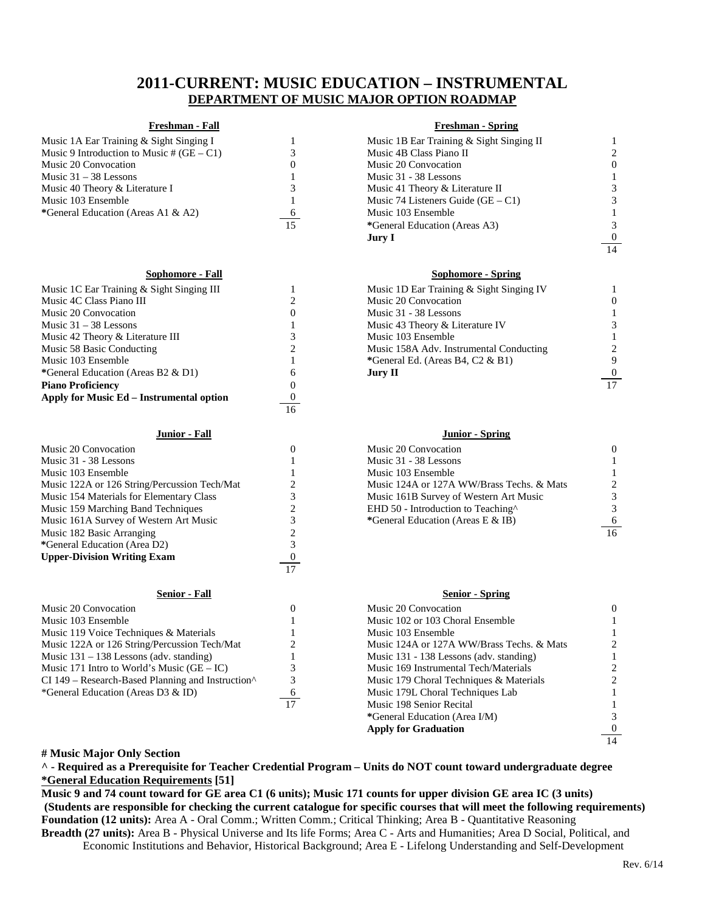# 2011-CURRENT: MUSIC EDUCATION – INSTRUMENTAL

## DEPARTMENT OF MUSIC MAJOR OPTION ROADMAP

### Freshman - Fall

| Course | Units |
|---|---|
| Music 1A Ear Training & Sight Singing I | 1 |
| Music 9 Introduction to Music # (GE – C1) | 3 |
| Music 20 Convocation | 0 |
| Music 31 – 38 Lessons | 1 |
| Music 40 Theory & Literature I | 3 |
| Music 103 Ensemble | 1 |
| *General Education (Areas A1 & A2) | 6 |
| | 15 |

### Freshman - Spring

| Course | Units |
|---|---|
| Music 1B Ear Training & Sight Singing II | 1 |
| Music 4B Class Piano II | 2 |
| Music 20 Convocation | 0 |
| Music 31 - 38 Lessons | 1 |
| Music 41 Theory & Literature II | 3 |
| Music 74 Listeners Guide (GE – C1) | 3 |
| Music 103 Ensemble | 1 |
| *General Education (Areas A3) | 3 |
| **Jury I** | 0 |
| | 14 |

### Sophomore - Fall

| Course | Units |
|---|---|
| Music 1C Ear Training & Sight Singing III | 1 |
| Music 4C Class Piano III | 2 |
| Music 20 Convocation | 0 |
| Music 31 – 38 Lessons | 1 |
| Music 42 Theory & Literature III | 3 |
| Music 58 Basic Conducting | 2 |
| Music 103 Ensemble | 1 |
| *General Education (Areas B2 & D1) | 6 |
| **Piano Proficiency** | 0 |
| **Apply for Music Ed – Instrumental option** | 0 |
| | 16 |

### Sophomore - Spring

| Course | Units |
|---|---|
| Music 1D Ear Training & Sight Singing IV | 1 |
| Music 20 Convocation | 0 |
| Music 31 - 38 Lessons | 1 |
| Music 43 Theory & Literature IV | 3 |
| Music 103 Ensemble | 1 |
| Music 158A Adv. Instrumental Conducting | 2 |
| *General Ed. (Areas B4, C2 & B1) | 9 |
| **Jury II** | 0 |
| | 17 |

### Junior - Fall

| Course | Units |
|---|---|
| Music 20 Convocation | 0 |
| Music 31 - 38 Lessons | 1 |
| Music 103 Ensemble | 1 |
| Music 122A or 126 String/Percussion Tech/Mat | 2 |
| Music 154 Materials for Elementary Class | 3 |
| Music 159 Marching Band Techniques | 2 |
| Music 161A Survey of Western Art Music | 3 |
| Music 182 Basic Arranging | 2 |
| *General Education (Area D2) | 3 |
| **Upper-Division Writing Exam** | 0 |
| | 17 |

### Junior - Spring

| Course | Units |
|---|---|
| Music 20 Convocation | 0 |
| Music 31 - 38 Lessons | 1 |
| Music 103 Ensemble | 1 |
| Music 124A or 127A WW/Brass Techs. & Mats | 2 |
| Music 161B Survey of Western Art Music | 3 |
| EHD 50 - Introduction to Teaching^ | 3 |
| *General Education (Areas E & IB) | 6 |
| | 16 |

### Senior - Fall

| Course | Units |
|---|---|
| Music 20 Convocation | 0 |
| Music 103 Ensemble | 1 |
| Music 119 Voice Techniques & Materials | 1 |
| Music 122A or 126 String/Percussion Tech/Mat | 2 |
| Music 131 – 138 Lessons (adv. standing) | 1 |
| Music 171 Intro to World's Music (GE – IC) | 3 |
| CI 149 – Research-Based Planning and Instruction^ | 3 |
| *General Education (Areas D3 & ID) | 6 |
| | 17 |

### Senior - Spring

| Course | Units |
|---|---|
| Music 20 Convocation | 0 |
| Music 102 or 103 Choral Ensemble | 1 |
| Music 103 Ensemble | 1 |
| Music 124A or 127A WW/Brass Techs. & Mats | 2 |
| Music 131 - 138 Lessons (adv. standing) | 1 |
| Music 169 Instrumental Tech/Materials | 2 |
| Music 179 Choral Techniques & Materials | 2 |
| Music 179L Choral Techniques Lab | 1 |
| Music 198 Senior Recital | 1 |
| *General Education (Area I/M) | 3 |
| **Apply for Graduation** | 0 |
| | 14 |

**# Music Major Only Section**

**^ - Required as a Prerequisite for Teacher Credential Program – Units do NOT count toward undergraduate degree**

**<u>*General Education Requirements</u> [51]**

**Music 9 and 74 count toward for GE area C1 (6 units); Music 171 counts for upper division GE area IC (3 units)**

**(Students are responsible for checking the current catalogue for specific courses that will meet the following requirements)**

**Foundation (12 units):** Area A - Oral Comm.; Written Comm.; Critical Thinking; Area B - Quantitative Reasoning

**Breadth (27 units):** Area B - Physical Universe and Its life Forms; Area C - Arts and Humanities; Area D Social, Political, and Economic Institutions and Behavior, Historical Background; Area E - Lifelong Understanding and Self-Development

Rev. 6/14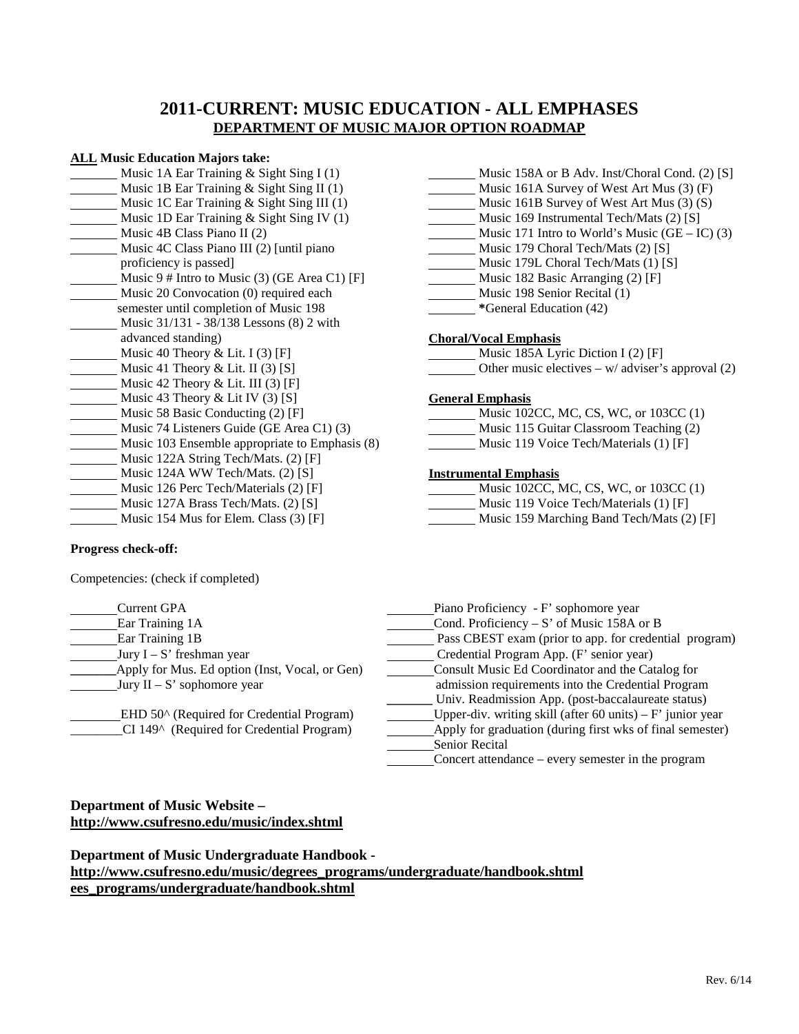# 2011-CURRENT: MUSIC EDUCATION - ALL EMPHASES

## DEPARTMENT OF MUSIC MAJOR OPTION ROADMAP

**ALL Music Education Majors take:**

_______ Music 1A Ear Training & Sight Sing I (1)
_______ Music 1B Ear Training & Sight Sing II (1)
_______ Music 1C Ear Training & Sight Sing III (1)
_______ Music 1D Ear Training & Sight Sing IV (1)
_______ Music 4B Class Piano II (2)
_______ Music 4C Class Piano III (2) [until piano proficiency is passed]
_______ Music 9 # Intro to Music (3) (GE Area C1) [F]
_______ Music 20 Convocation (0) required each semester until completion of Music 198
_______ Music 31/131 - 38/138 Lessons (8) 2 with advanced standing)
_______ Music 40 Theory & Lit. I (3) [F]
_______ Music 41 Theory & Lit. II (3) [S]
_______ Music 42 Theory & Lit. III (3) [F]
_______ Music 43 Theory & Lit IV (3) [S]
_______ Music 58 Basic Conducting (2) [F]
_______ Music 74 Listeners Guide (GE Area C1) (3)
_______ Music 103 Ensemble appropriate to Emphasis (8)
_______ Music 122A String Tech/Mats. (2) [F]
_______ Music 124A WW Tech/Mats. (2) [S]
_______ Music 126 Perc Tech/Materials (2) [F]
_______ Music 127A Brass Tech/Mats. (2) [S]
_______ Music 154 Mus for Elem. Class (3) [F]
_______ Music 158A or B Adv. Inst/Choral Cond. (2) [S]
_______ Music 161A Survey of West Art Mus (3) (F)
_______ Music 161B Survey of West Art Mus (3) (S)
_______ Music 169 Instrumental Tech/Mats (2) [S]
_______ Music 171 Intro to World's Music (GE – IC) (3)
_______ Music 179 Choral Tech/Mats (2) [S]
_______ Music 179L Choral Tech/Mats (1) [S]
_______ Music 182 Basic Arranging (2) [F]
_______ Music 198 Senior Recital (1)
_______ *General Education (42)

**Choral/Vocal Emphasis**

_______ Music 185A Lyric Diction I (2) [F]
_______ Other music electives – w/ adviser's approval (2)

**General Emphasis**

_______ Music 102CC, MC, CS, WC, or 103CC (1)
_______ Music 115 Guitar Classroom Teaching (2)
_______ Music 119 Voice Tech/Materials (1) [F]

**Instrumental Emphasis**

_______ Music 102CC, MC, CS, WC, or 103CC (1)
_______ Music 119 Voice Tech/Materials (1) [F]
_______ Music 159 Marching Band Tech/Mats (2) [F]

**Progress check-off:**

Competencies: (check if completed)

_______ Current GPA
_______ Ear Training 1A
_______ Ear Training 1B
_______ Jury I – S' freshman year
_______ Apply for Mus. Ed option (Inst, Vocal, or Gen)
_______ Jury II – S' sophomore year

_______ EHD 50^ (Required for Credential Program)
_______ CI 149^ (Required for Credential Program)

_______ Piano Proficiency - F' sophomore year
_______ Cond. Proficiency – S' of Music 158A or B
_______ Pass CBEST exam (prior to app. for credential program)
_______ Credential Program App. (F' senior year)
_______ Consult Music Ed Coordinator and the Catalog for admission requirements into the Credential Program
_______ Univ. Readmission App. (post-baccalaureate status)
_______ Upper-div. writing skill (after 60 units) – F' junior year
_______ Apply for graduation (during first wks of final semester)
_______ Senior Recital
_______ Concert attendance – every semester in the program

**Department of Music Website –**
**http://www.csufresno.edu/music/index.shtml**

**Department of Music Undergraduate Handbook -**
**http://www.csufresno.edu/music/degrees_programs/undergraduate/handbook.shtml**
**ees_programs/undergraduate/handbook.shtml**

Rev. 6/14